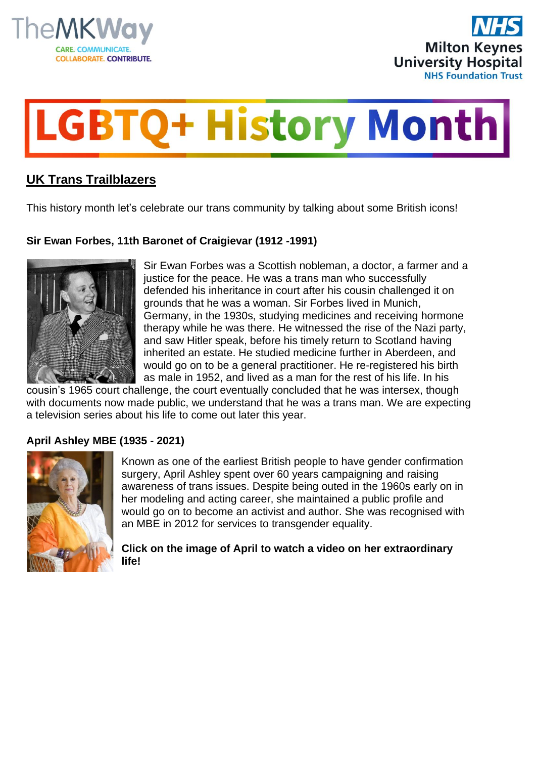TheMKWay

CARE. COMMUNICATE. COLLABORATE. CONTRIBUTE.

NHS Milton Keynes University Hospital NHS Foundation Trust

# LGBTQ+ History Month

## UK Trans Trailblazers

This history month let's celebrate our trans community by talking about some British icons!

### Sir Ewan Forbes, 11th Baronet of Craigievar (1912 -1991)

Sir Ewan Forbes was a Scottish nobleman, a doctor, a farmer and a justice for the peace. He was a trans man who successfully defended his inheritance in court after his cousin challenged it on grounds that he was a woman. Sir Forbes lived in Munich, Germany, in the 1930s, studying medicines and receiving hormone therapy while he was there. He witnessed the rise of the Nazi party, and saw Hitler speak, before his timely return to Scotland having inherited an estate. He studied medicine further in Aberdeen, and would go on to be a general practitioner. He re-registered his birth as male in 1952, and lived as a man for the rest of his life. In his cousin's 1965 court challenge, the court eventually concluded that he was intersex, though with documents now made public, we understand that he was a trans man. We are expecting a television series about his life to come out later this year.

### April Ashley MBE (1935 - 2021)

Known as one of the earliest British people to have gender confirmation surgery, April Ashley spent over 60 years campaigning and raising awareness of trans issues. Despite being outed in the 1960s early on in her modeling and acting career, she maintained a public profile and would go on to become an activist and author. She was recognised with an MBE in 2012 for services to transgender equality.

**Click on the image of April to watch a video on her extraordinary life!**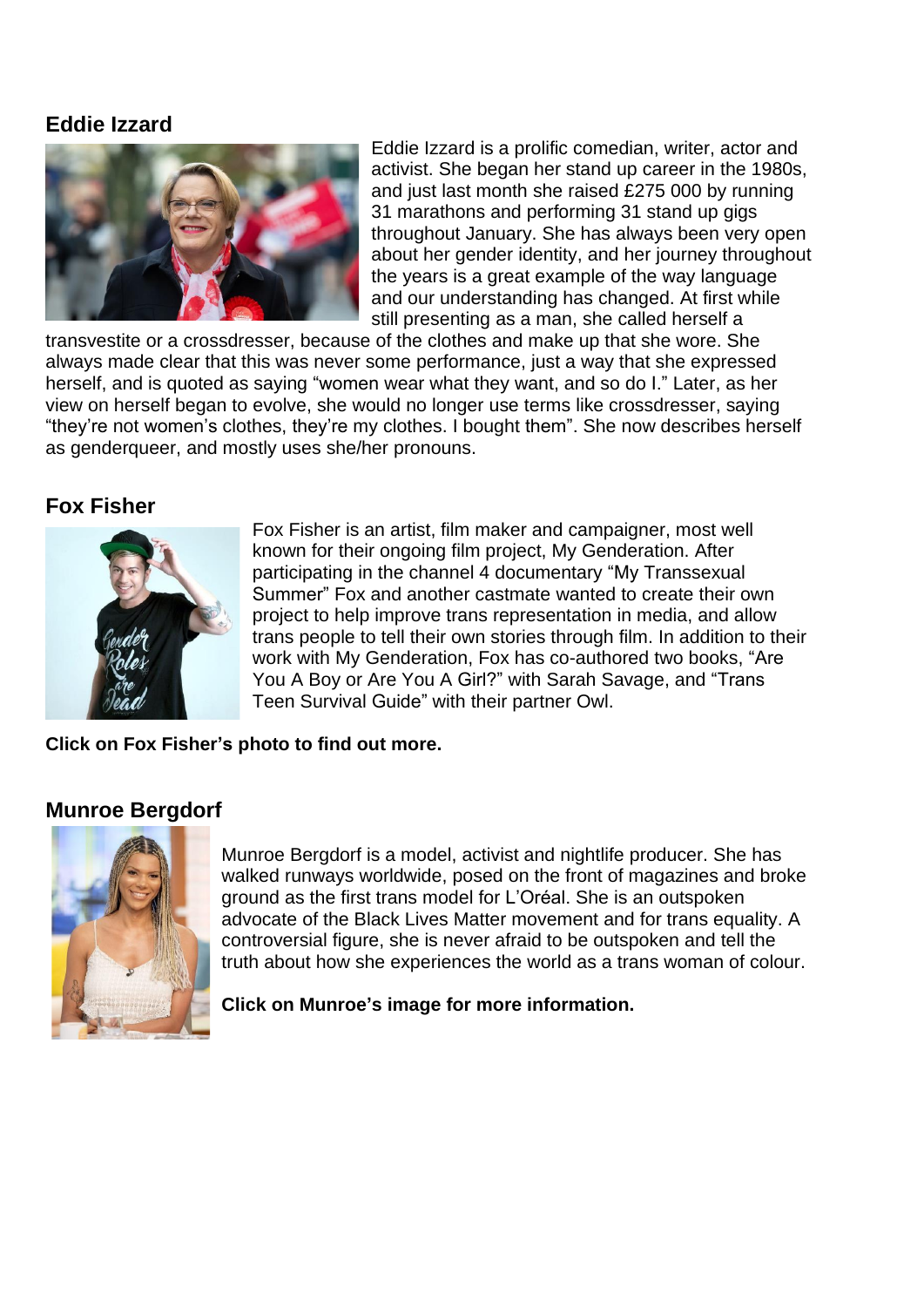## Eddie Izzard

Eddie Izzard is a prolific comedian, writer, actor and activist. She began her stand up career in the 1980s, and just last month she raised £275 000 by running 31 marathons and performing 31 stand up gigs throughout January. She has always been very open about her gender identity, and her journey throughout the years is a great example of the way language and our understanding has changed. At first while still presenting as a man, she called herself a transvestite or a crossdresser, because of the clothes and make up that she wore. She always made clear that this was never some performance, just a way that she expressed herself, and is quoted as saying "women wear what they want, and so do I." Later, as her view on herself began to evolve, she would no longer use terms like crossdresser, saying "they're not women's clothes, they're my clothes. I bought them". She now describes herself as genderqueer, and mostly uses she/her pronouns.

## Fox Fisher

Fox Fisher is an artist, film maker and campaigner, most well known for their ongoing film project, My Genderation. After participating in the channel 4 documentary "My Transsexual Summer" Fox and another castmate wanted to create their own project to help improve trans representation in media, and allow trans people to tell their own stories through film. In addition to their work with My Genderation, Fox has co-authored two books, "Are You A Boy or Are You A Girl?" with Sarah Savage, and "Trans Teen Survival Guide" with their partner Owl.

**Click on Fox Fisher's photo to find out more.**

## Munroe Bergdorf

Munroe Bergdorf is a model, activist and nightlife producer. She has walked runways worldwide, posed on the front of magazines and broke ground as the first trans model for L'Oréal. She is an outspoken advocate of the Black Lives Matter movement and for trans equality. A controversial figure, she is never afraid to be outspoken and tell the truth about how she experiences the world as a trans woman of colour.

**Click on Munroe's image for more information.**